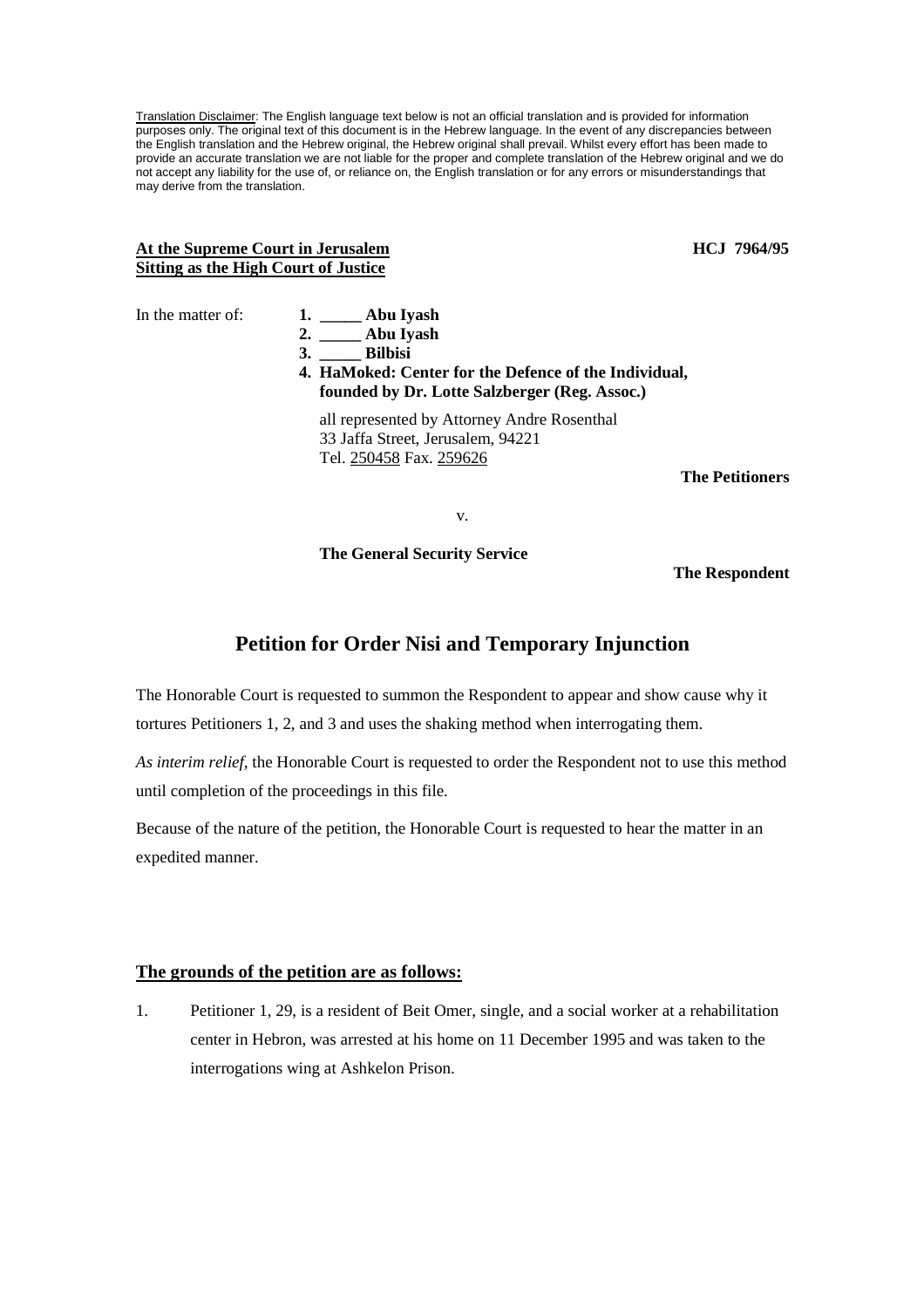Translation Disclaimer: The English language text below is not an official translation and is provided for information purposes only. The original text of this document is in the Hebrew language. In the event of any discrepancies between the English translation and the Hebrew original, the Hebrew original shall prevail. Whilst every effort has been made to provide an accurate translation we are not liable for the proper and complete translation of the Hebrew original and we do not accept any liability for the use of, or reliance on, the English translation or for any errors or misunderstandings that may derive from the translation.

**At the Supreme Court in Jerusalem**
**Sitting as the High Court of Justice**

**HCJ 7964/95**

In the matter of:

1. **_____ Abu Iyash**
2. **_____ Abu Iyash**
3. **_____ Bilbisi**
4. **HaMoked: Center for the Defence of the Individual, founded by Dr. Lotte Salzberger (Reg. Assoc.)**

all represented by Attorney Andre Rosenthal
33 Jaffa Street, Jerusalem, 94221
Tel. 250458 Fax. 259626

**The Petitioners**

v.

**The General Security Service**

**The Respondent**

# Petition for Order Nisi and Temporary Injunction

The Honorable Court is requested to summon the Respondent to appear and show cause why it tortures Petitioners 1, 2, and 3 and uses the shaking method when interrogating them.

*As interim relief*, the Honorable Court is requested to order the Respondent not to use this method until completion of the proceedings in this file.

Because of the nature of the petition, the Honorable Court is requested to hear the matter in an expedited manner.

## The grounds of the petition are as follows:

1. Petitioner 1, 29, is a resident of Beit Omer, single, and a social worker at a rehabilitation center in Hebron, was arrested at his home on 11 December 1995 and was taken to the interrogations wing at Ashkelon Prison.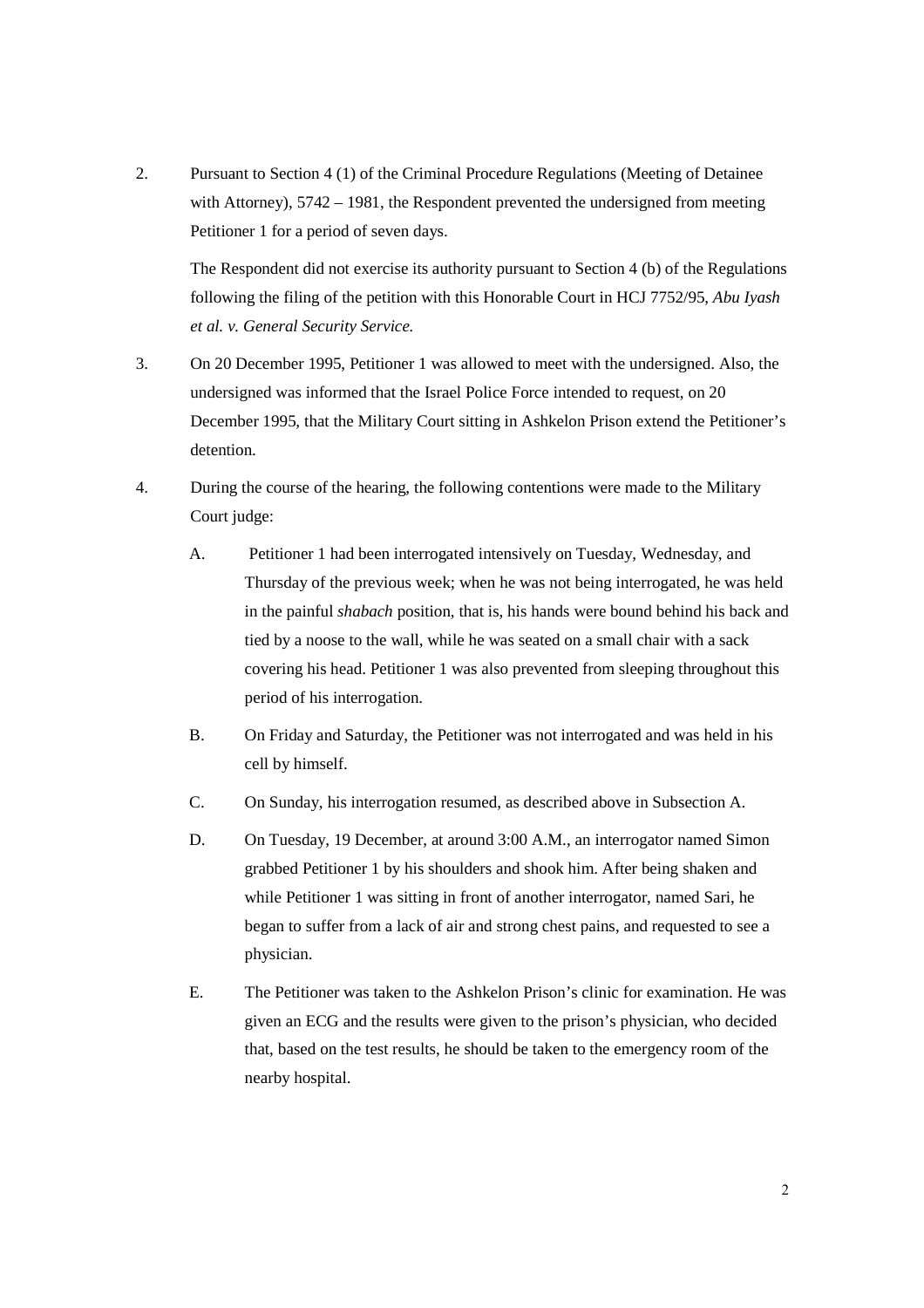2. Pursuant to Section 4 (1) of the Criminal Procedure Regulations (Meeting of Detainee with Attorney), 5742 – 1981, the Respondent prevented the undersigned from meeting Petitioner 1 for a period of seven days.

   The Respondent did not exercise its authority pursuant to Section 4 (b) of the Regulations following the filing of the petition with this Honorable Court in HCJ 7752/95, *Abu Iyash et al. v. General Security Service.*

3. On 20 December 1995, Petitioner 1 was allowed to meet with the undersigned. Also, the undersigned was informed that the Israel Police Force intended to request, on 20 December 1995, that the Military Court sitting in Ashkelon Prison extend the Petitioner's detention.

4. During the course of the hearing, the following contentions were made to the Military Court judge:

   A. Petitioner 1 had been interrogated intensively on Tuesday, Wednesday, and Thursday of the previous week; when he was not being interrogated, he was held in the painful *shabach* position, that is, his hands were bound behind his back and tied by a noose to the wall, while he was seated on a small chair with a sack covering his head. Petitioner 1 was also prevented from sleeping throughout this period of his interrogation.

   B. On Friday and Saturday, the Petitioner was not interrogated and was held in his cell by himself.

   C. On Sunday, his interrogation resumed, as described above in Subsection A.

   D. On Tuesday, 19 December, at around 3:00 A.M., an interrogator named Simon grabbed Petitioner 1 by his shoulders and shook him. After being shaken and while Petitioner 1 was sitting in front of another interrogator, named Sari, he began to suffer from a lack of air and strong chest pains, and requested to see a physician.

   E. The Petitioner was taken to the Ashkelon Prison's clinic for examination. He was given an ECG and the results were given to the prison's physician, who decided that, based on the test results, he should be taken to the emergency room of the nearby hospital.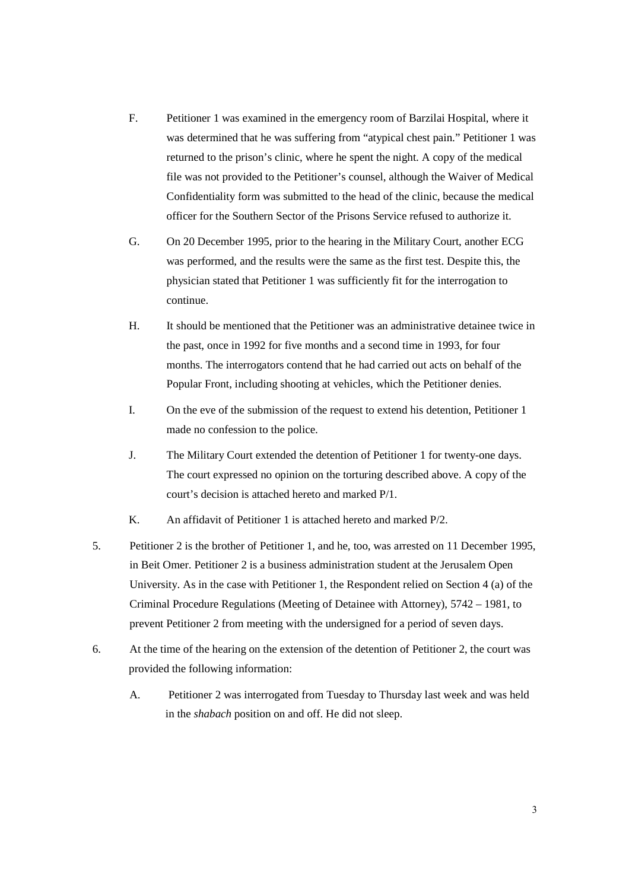F. Petitioner 1 was examined in the emergency room of Barzilai Hospital, where it was determined that he was suffering from "atypical chest pain." Petitioner 1 was returned to the prison's clinic, where he spent the night. A copy of the medical file was not provided to the Petitioner's counsel, although the Waiver of Medical Confidentiality form was submitted to the head of the clinic, because the medical officer for the Southern Sector of the Prisons Service refused to authorize it.

G. On 20 December 1995, prior to the hearing in the Military Court, another ECG was performed, and the results were the same as the first test. Despite this, the physician stated that Petitioner 1 was sufficiently fit for the interrogation to continue.

H. It should be mentioned that the Petitioner was an administrative detainee twice in the past, once in 1992 for five months and a second time in 1993, for four months. The interrogators contend that he had carried out acts on behalf of the Popular Front, including shooting at vehicles, which the Petitioner denies.

I. On the eve of the submission of the request to extend his detention, Petitioner 1 made no confession to the police.

J. The Military Court extended the detention of Petitioner 1 for twenty-one days. The court expressed no opinion on the torturing described above. A copy of the court's decision is attached hereto and marked P/1.

K. An affidavit of Petitioner 1 is attached hereto and marked P/2.

5. Petitioner 2 is the brother of Petitioner 1, and he, too, was arrested on 11 December 1995, in Beit Omer. Petitioner 2 is a business administration student at the Jerusalem Open University. As in the case with Petitioner 1, the Respondent relied on Section 4 (a) of the Criminal Procedure Regulations (Meeting of Detainee with Attorney), 5742 – 1981, to prevent Petitioner 2 from meeting with the undersigned for a period of seven days.

6. At the time of the hearing on the extension of the detention of Petitioner 2, the court was provided the following information:

A. Petitioner 2 was interrogated from Tuesday to Thursday last week and was held in the *shabach* position on and off. He did not sleep.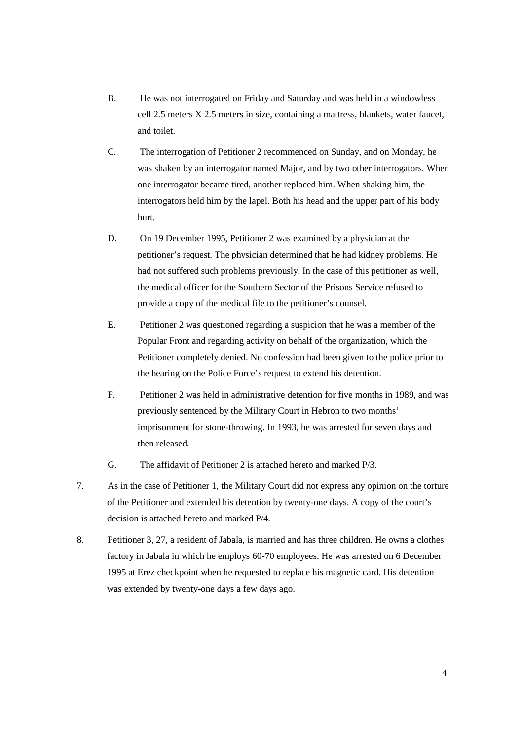B. He was not interrogated on Friday and Saturday and was held in a windowless cell 2.5 meters X 2.5 meters in size, containing a mattress, blankets, water faucet, and toilet.

C. The interrogation of Petitioner 2 recommenced on Sunday, and on Monday, he was shaken by an interrogator named Major, and by two other interrogators. When one interrogator became tired, another replaced him. When shaking him, the interrogators held him by the lapel. Both his head and the upper part of his body hurt.

D. On 19 December 1995, Petitioner 2 was examined by a physician at the petitioner's request. The physician determined that he had kidney problems. He had not suffered such problems previously. In the case of this petitioner as well, the medical officer for the Southern Sector of the Prisons Service refused to provide a copy of the medical file to the petitioner's counsel.

E. Petitioner 2 was questioned regarding a suspicion that he was a member of the Popular Front and regarding activity on behalf of the organization, which the Petitioner completely denied. No confession had been given to the police prior to the hearing on the Police Force's request to extend his detention.

F. Petitioner 2 was held in administrative detention for five months in 1989, and was previously sentenced by the Military Court in Hebron to two months' imprisonment for stone-throwing. In 1993, he was arrested for seven days and then released.

G. The affidavit of Petitioner 2 is attached hereto and marked P/3.

7. As in the case of Petitioner 1, the Military Court did not express any opinion on the torture of the Petitioner and extended his detention by twenty-one days. A copy of the court's decision is attached hereto and marked P/4.

8. Petitioner 3, 27, a resident of Jabala, is married and has three children. He owns a clothes factory in Jabala in which he employs 60-70 employees. He was arrested on 6 December 1995 at Erez checkpoint when he requested to replace his magnetic card. His detention was extended by twenty-one days a few days ago.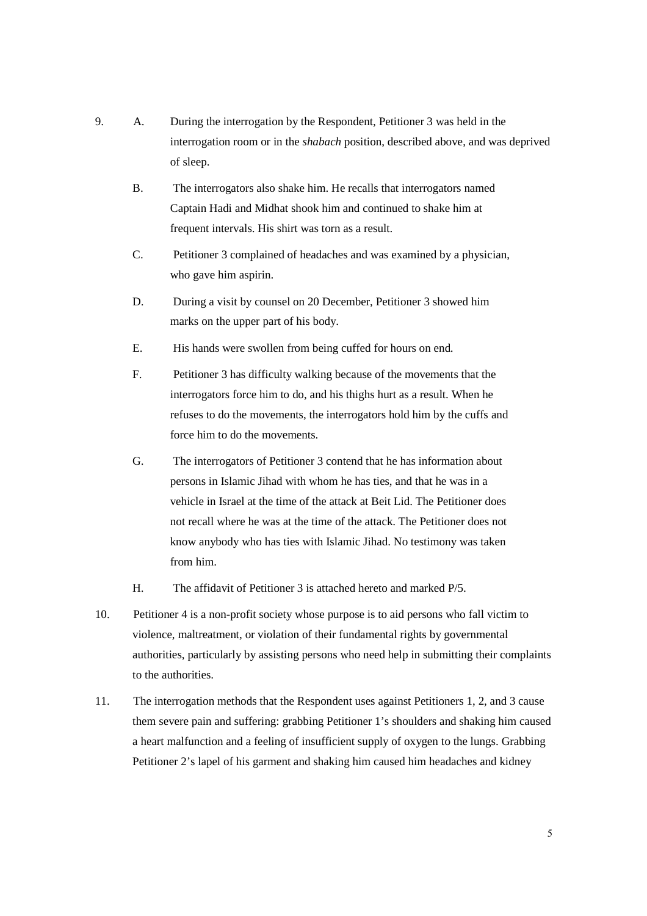9. A. During the interrogation by the Respondent, Petitioner 3 was held in the interrogation room or in the *shabach* position, described above, and was deprived of sleep.

   B. The interrogators also shake him. He recalls that interrogators named Captain Hadi and Midhat shook him and continued to shake him at frequent intervals. His shirt was torn as a result.

   C. Petitioner 3 complained of headaches and was examined by a physician, who gave him aspirin.

   D. During a visit by counsel on 20 December, Petitioner 3 showed him marks on the upper part of his body.

   E. His hands were swollen from being cuffed for hours on end.

   F. Petitioner 3 has difficulty walking because of the movements that the interrogators force him to do, and his thighs hurt as a result. When he refuses to do the movements, the interrogators hold him by the cuffs and force him to do the movements.

   G. The interrogators of Petitioner 3 contend that he has information about persons in Islamic Jihad with whom he has ties, and that he was in a vehicle in Israel at the time of the attack at Beit Lid. The Petitioner does not recall where he was at the time of the attack. The Petitioner does not know anybody who has ties with Islamic Jihad. No testimony was taken from him.

   H. The affidavit of Petitioner 3 is attached hereto and marked P/5.

10. Petitioner 4 is a non-profit society whose purpose is to aid persons who fall victim to violence, maltreatment, or violation of their fundamental rights by governmental authorities, particularly by assisting persons who need help in submitting their complaints to the authorities.

11. The interrogation methods that the Respondent uses against Petitioners 1, 2, and 3 cause them severe pain and suffering: grabbing Petitioner 1's shoulders and shaking him caused a heart malfunction and a feeling of insufficient supply of oxygen to the lungs. Grabbing Petitioner 2's lapel of his garment and shaking him caused him headaches and kidney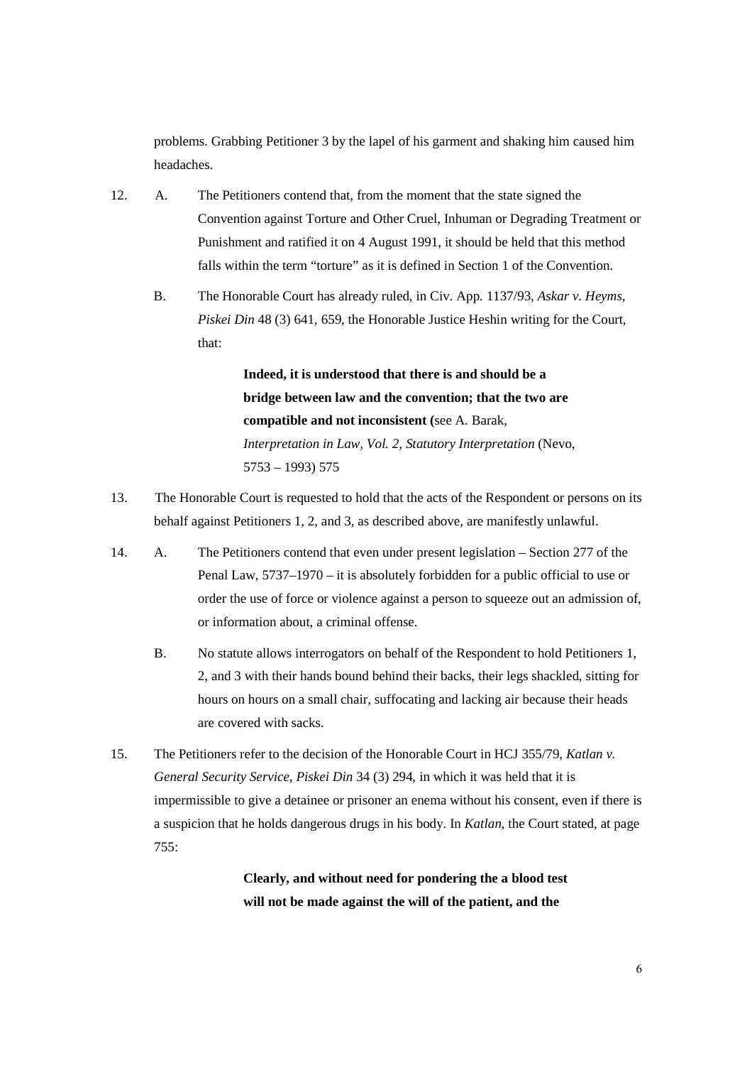problems. Grabbing Petitioner 3 by the lapel of his garment and shaking him caused him headaches.

12. A. The Petitioners contend that, from the moment that the state signed the Convention against Torture and Other Cruel, Inhuman or Degrading Treatment or Punishment and ratified it on 4 August 1991, it should be held that this method falls within the term "torture" as it is defined in Section 1 of the Convention.

    B. The Honorable Court has already ruled, in Civ. App. 1137/93, *Askar v. Heyms, Piskei Din* 48 (3) 641, 659, the Honorable Justice Heshin writing for the Court, that:

    > **Indeed, it is understood that there is and should be a bridge between law and the convention; that the two are compatible and not inconsistent (**see A. Barak, *Interpretation in Law, Vol. 2, Statutory Interpretation* (Nevo, 5753 – 1993) 575

13. The Honorable Court is requested to hold that the acts of the Respondent or persons on its behalf against Petitioners 1, 2, and 3, as described above, are manifestly unlawful.

14. A. The Petitioners contend that even under present legislation – Section 277 of the Penal Law, 5737–1970 – it is absolutely forbidden for a public official to use or order the use of force or violence against a person to squeeze out an admission of, or information about, a criminal offense.

    B. No statute allows interrogators on behalf of the Respondent to hold Petitioners 1, 2, and 3 with their hands bound behind their backs, their legs shackled, sitting for hours on hours on a small chair, suffocating and lacking air because their heads are covered with sacks.

15. The Petitioners refer to the decision of the Honorable Court in HCJ 355/79, *Katlan v. General Security Service, Piskei Din* 34 (3) 294, in which it was held that it is impermissible to give a detainee or prisoner an enema without his consent, even if there is a suspicion that he holds dangerous drugs in his body. In *Katlan,* the Court stated, at page 755:

    > **Clearly, and without need for pondering the a blood test will not be made against the will of the patient, and the**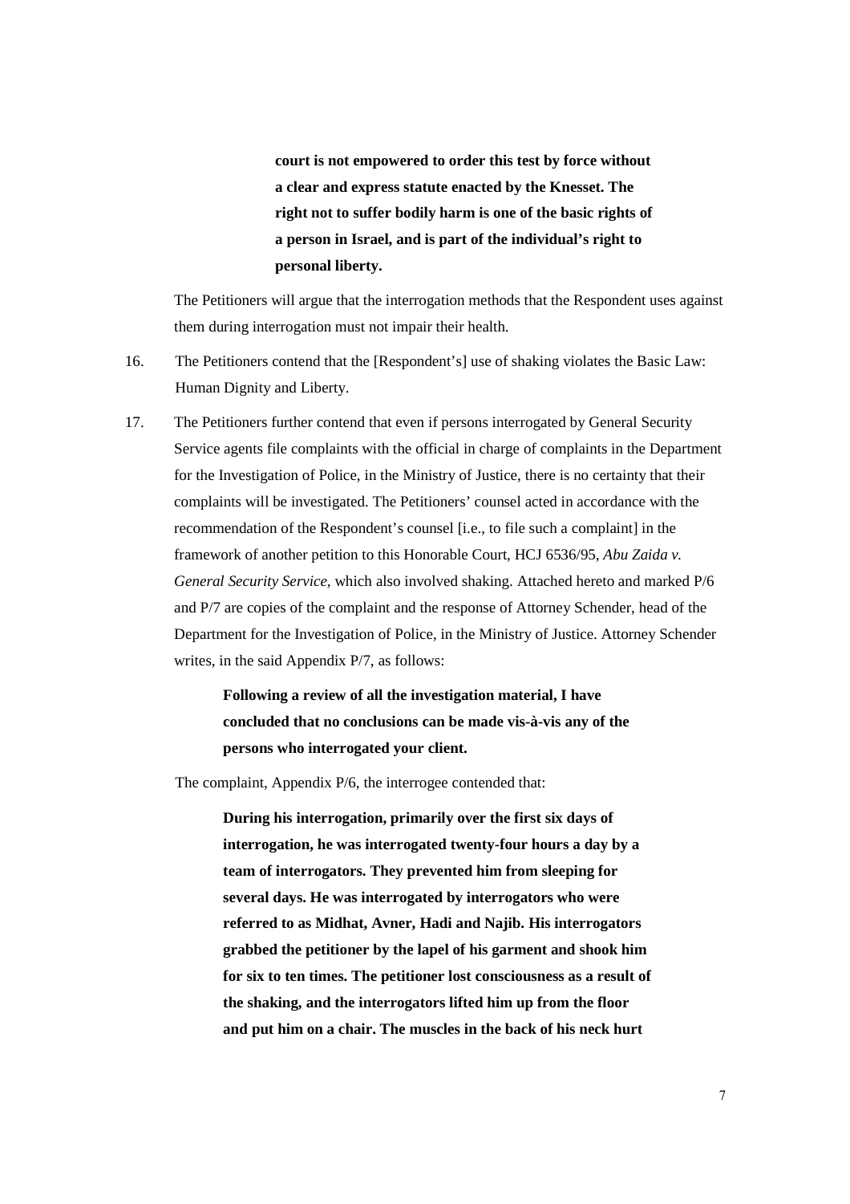> **court is not empowered to order this test by force without a clear and express statute enacted by the Knesset. The right not to suffer bodily harm is one of the basic rights of a person in Israel, and is part of the individual's right to personal liberty.**

The Petitioners will argue that the interrogation methods that the Respondent uses against them during interrogation must not impair their health.

16. The Petitioners contend that the [Respondent's] use of shaking violates the Basic Law: Human Dignity and Liberty.

17. The Petitioners further contend that even if persons interrogated by General Security Service agents file complaints with the official in charge of complaints in the Department for the Investigation of Police, in the Ministry of Justice, there is no certainty that their complaints will be investigated. The Petitioners' counsel acted in accordance with the recommendation of the Respondent's counsel [i.e., to file such a complaint] in the framework of another petition to this Honorable Court, HCJ 6536/95, *Abu Zaida v. General Security Service*, which also involved shaking. Attached hereto and marked P/6 and P/7 are copies of the complaint and the response of Attorney Schender, head of the Department for the Investigation of Police, in the Ministry of Justice. Attorney Schender writes, in the said Appendix P/7, as follows:

> **Following a review of all the investigation material, I have concluded that no conclusions can be made vis-à-vis any of the persons who interrogated your client.**

The complaint, Appendix P/6, the interrogee contended that:

> **During his interrogation, primarily over the first six days of interrogation, he was interrogated twenty-four hours a day by a team of interrogators. They prevented him from sleeping for several days. He was interrogated by interrogators who were referred to as Midhat, Avner, Hadi and Najib. His interrogators grabbed the petitioner by the lapel of his garment and shook him for six to ten times. The petitioner lost consciousness as a result of the shaking, and the interrogators lifted him up from the floor and put him on a chair. The muscles in the back of his neck hurt**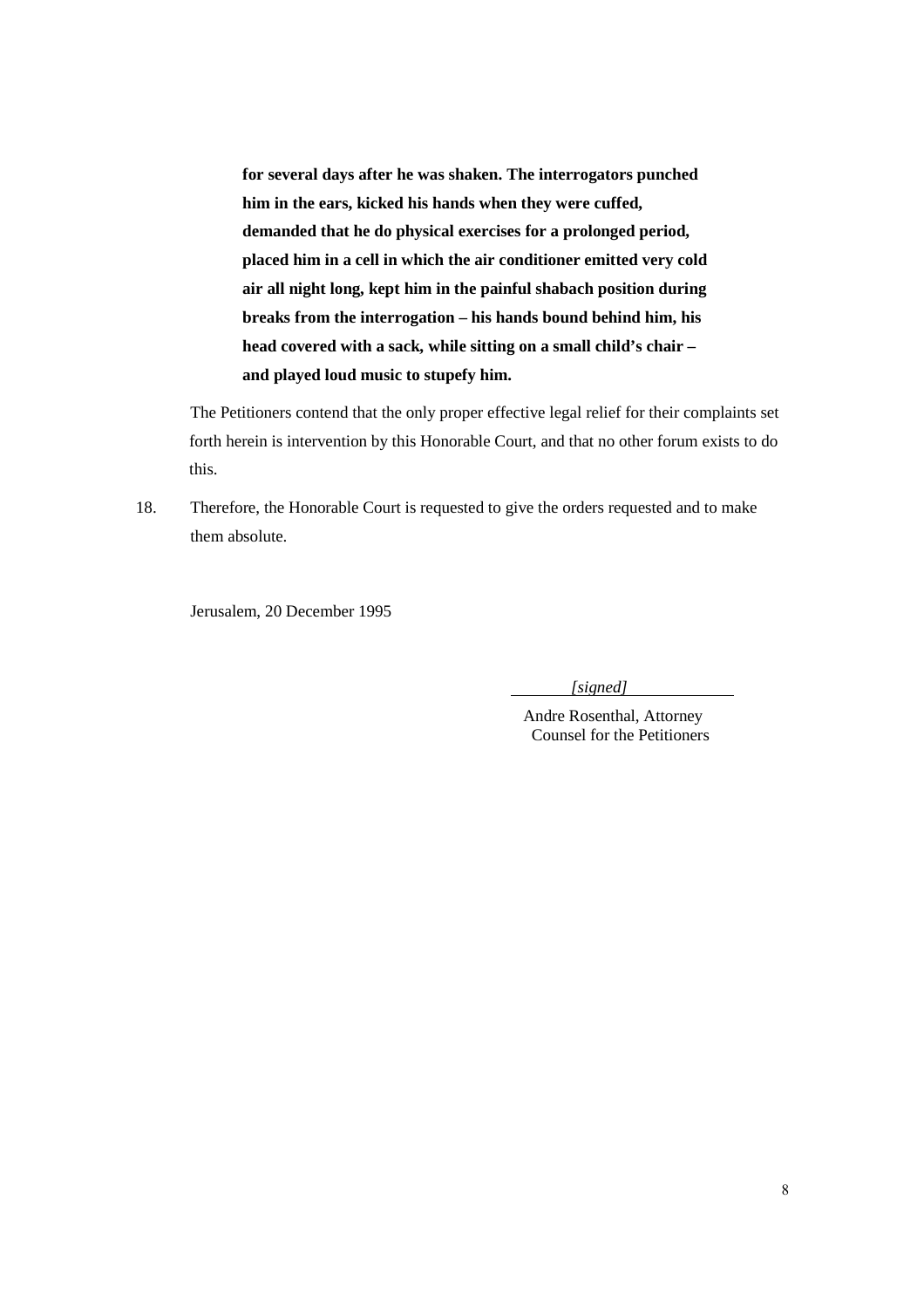**for several days after he was shaken. The interrogators punched him in the ears, kicked his hands when they were cuffed, demanded that he do physical exercises for a prolonged period, placed him in a cell in which the air conditioner emitted very cold air all night long, kept him in the painful shabach position during breaks from the interrogation – his hands bound behind him, his head covered with a sack, while sitting on a small child's chair – and played loud music to stupefy him.**

The Petitioners contend that the only proper effective legal relief for their complaints set forth herein is intervention by this Honorable Court, and that no other forum exists to do this.

18. Therefore, the Honorable Court is requested to give the orders requested and to make them absolute.

Jerusalem, 20 December 1995

*[signed]*

Andre Rosenthal, Attorney
Counsel for the Petitioners